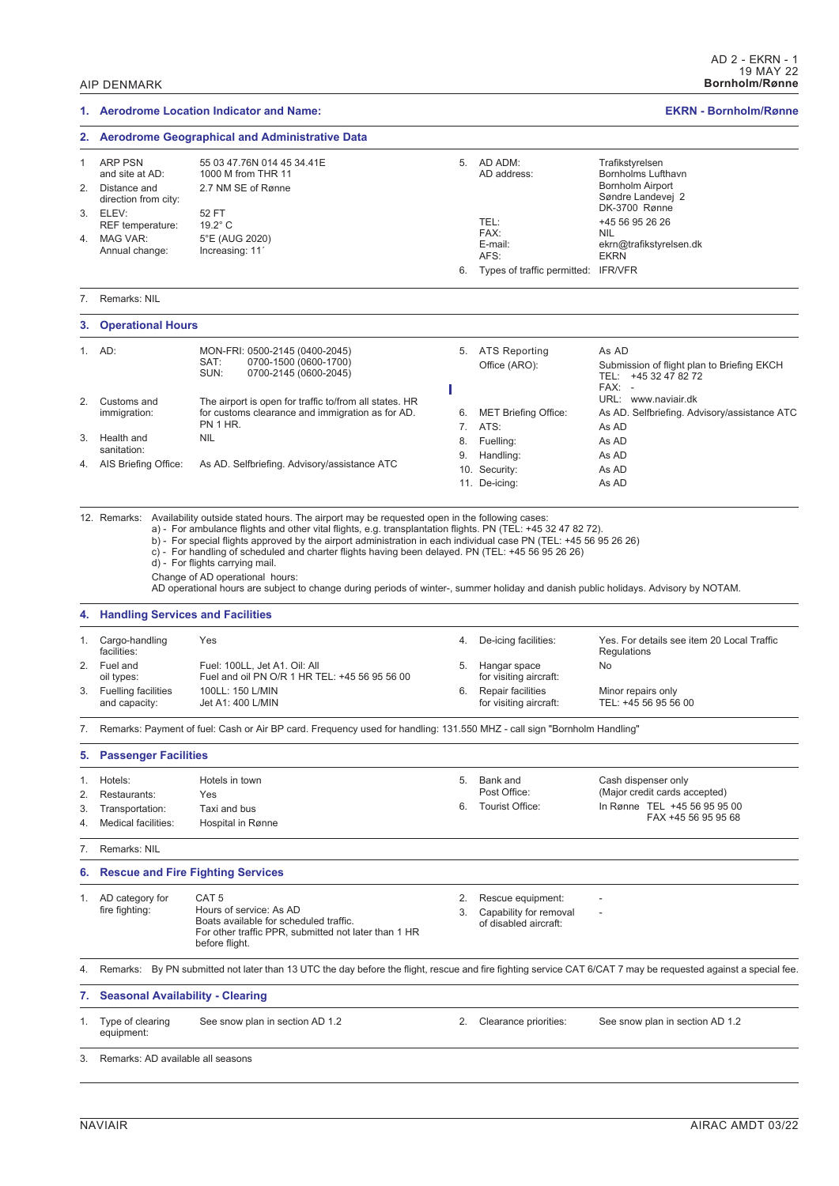## 1. Aerodrome Location Indicator and Name: EKRN - Bornholm/Rønne

## 2. Aerodrome Geographical and Administrative Data

| | | |
|---|---|---|
| 1 | ARP PSN and site at AD: | 55 03 47.76N 014 45 34.41E<br>1000 M from THR 11 |
| 2. | Distance and direction from city: | 2.7 NM SE of Rønne |
| 3. | ELEV:<br>REF temperature: | 52 FT<br>19.2° C |
| 4. | MAG VAR:<br>Annual change: | 5°E (AUG 2020)<br>Increasing: 11´ |
| 5. | AD ADM:<br>AD address:<br><br>TEL:<br>FAX:<br>E-mail:<br>AFS: | Trafikstyrelsen<br>Bornholms Lufthavn<br>Bornholm Airport<br>Søndre Landevej 2<br>DK-3700 Rønne<br>+45 56 95 26 26<br>NIL<br>ekrn@trafikstyrelsen.dk<br>EKRN |
| 6. | Types of traffic permitted: | IFR/VFR |
| 7. | Remarks: | NIL |

## 3. Operational Hours

| | | |
|---|---|---|
| 1. | AD: | MON-FRI: 0500-2145 (0400-2045)<br>SAT: 0700-1500 (0600-1700)<br>SUN: 0700-2145 (0600-2045) |
| 2. | Customs and immigration: | The airport is open for traffic to/from all states. HR for customs clearance and immigration as for AD. PN 1 HR. |
| 3. | Health and sanitation: | NIL |
| 4. | AIS Briefing Office: | As AD. Selfbriefing. Advisory/assistance ATC |
| 5. | ATS Reporting Office (ARO): | As AD<br>Submission of flight plan to Briefing EKCH<br>TEL: +45 32 47 82 72<br>FAX: -<br>URL: www.naviair.dk |
| 6. | MET Briefing Office: | As AD. Selfbriefing. Advisory/assistance ATC |
| 7. | ATS: | As AD |
| 8. | Fuelling: | As AD |
| 9. | Handling: | As AD |
| 10. | Security: | As AD |
| 11. | De-icing: | As AD |

12. Remarks: Availability outside stated hours. The airport may be requested open in the following cases:

a) - For ambulance flights and other vital flights, e.g. transplantation flights. PN (TEL: +45 32 47 82 72).
b) - For special flights approved by the airport administration in each individual case PN (TEL: +45 56 95 26 26)
c) - For handling of scheduled and charter flights having been delayed. PN (TEL: +45 56 95 26 26)
d) - For flights carrying mail.

Change of AD operational hours:
AD operational hours are subject to change during periods of winter-, summer holiday and danish public holidays. Advisory by NOTAM.

## 4. Handling Services and Facilities

| | | |
|---|---|---|
| 1. | Cargo-handling facilities: | Yes |
| 2. | Fuel and oil types: | Fuel: 100LL, Jet A1. Oil: All<br>Fuel and oil PN O/R 1 HR TEL: +45 56 95 56 00 |
| 3. | Fuelling facilities and capacity: | 100LL: 150 L/MIN<br>Jet A1: 400 L/MIN |
| 4. | De-icing facilities: | Yes. For details see item 20 Local Traffic Regulations |
| 5. | Hangar space for visiting aircraft: | No |
| 6. | Repair facilities for visiting aircraft: | Minor repairs only<br>TEL: +45 56 95 56 00 |
| 7. | Remarks: | Payment of fuel: Cash or Air BP card. Frequency used for handling: 131.550 MHZ - call sign "Bornholm Handling" |

## 5. Passenger Facilities

| | | |
|---|---|---|
| 1. | Hotels: | Hotels in town |
| 2. | Restaurants: | Yes |
| 3. | Transportation: | Taxi and bus |
| 4. | Medical facilities: | Hospital in Rønne |
| 5. | Bank and Post Office: | Cash dispenser only<br>(Major credit cards accepted) |
| 6. | Tourist Office: | In Rønne TEL +45 56 95 95 00<br>FAX +45 56 95 95 68 |
| 7. | Remarks: | NIL |

## 6. Rescue and Fire Fighting Services

| | | |
|---|---|---|
| 1. | AD category for fire fighting: | CAT 5<br>Hours of service: As AD<br>Boats available for scheduled traffic.<br>For other traffic PPR, submitted not later than 1 HR before flight. |
| 2. | Rescue equipment: | - |
| 3. | Capability for removal of disabled aircraft: | - |
| 4. | Remarks: | By PN submitted not later than 13 UTC the day before the flight, rescue and fire fighting service CAT 6/CAT 7 may be requested against a special fee. |

## 7. Seasonal Availability - Clearing

| | | |
|---|---|---|
| 1. | Type of clearing equipment: | See snow plan in section AD 1.2 |
| 2. | Clearance priorities: | See snow plan in section AD 1.2 |
| 3. | Remarks: | AD available all seasons |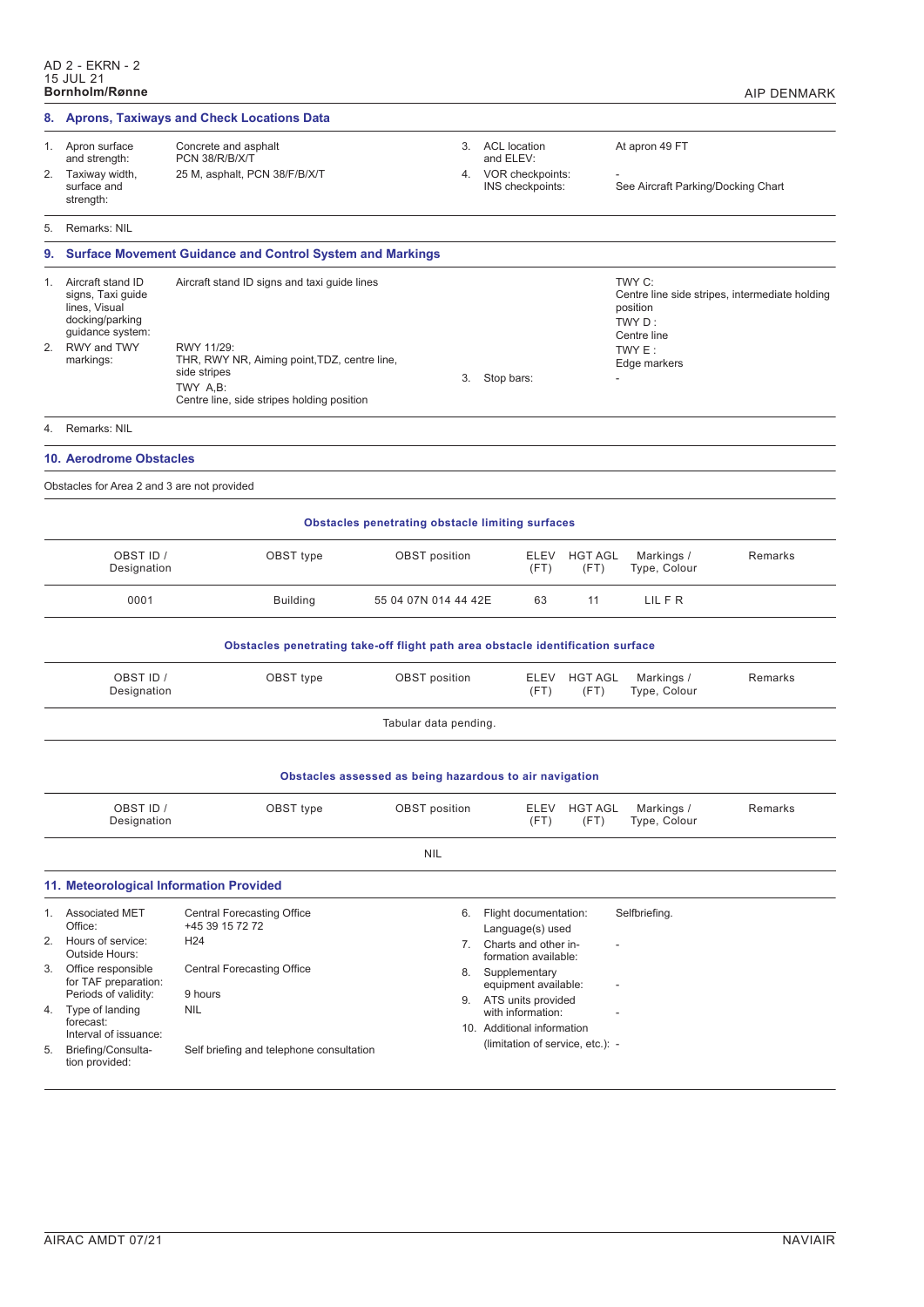## 8. Aprons, Taxiways and Check Locations Data

| | | | | | |
|---|---|---|---|---|---|
| 1. | Apron surface and strength: | Concrete and asphalt PCN 38/R/B/X/T | 3. | ACL location and ELEV: | At apron 49 FT |
| 2. | Taxiway width, surface and strength: | 25 M, asphalt, PCN 38/F/B/X/T | 4. | VOR checkpoints: INS checkpoints: | - See Aircraft Parking/Docking Chart |

5. Remarks: NIL

## 9. Surface Movement Guidance and Control System and Markings

| | | | | | |
|---|---|---|---|---|---|
| 1. | Aircraft stand ID signs, Taxi guide lines, Visual docking/parking guidance system: | Aircraft stand ID signs and taxi guide lines | | | TWY C: Centre line side stripes, intermediate holding position TWY D : Centre line TWY E : Edge markers |
| 2. | RWY and TWY markings: | RWY 11/29: THR, RWY NR, Aiming point,TDZ, centre line, side stripes TWY A,B: Centre line, side stripes holding position | 3. | Stop bars: | - |

4. Remarks: NIL

## 10. Aerodrome Obstacles

Obstacles for Area 2 and 3 are not provided

**Obstacles penetrating obstacle limiting surfaces**

| OBST ID / Designation | OBST type | OBST position | ELEV (FT) | HGT AGL (FT) | Markings / Type, Colour | Remarks |
|---|---|---|---|---|---|---|
| 0001 | Building | 55 04 07N 014 44 42E | 63 | 11 | LIL F R | |

**Obstacles penetrating take-off flight path area obstacle identification surface**

| OBST ID / Designation | OBST type | OBST position | ELEV (FT) | HGT AGL (FT) | Markings / Type, Colour | Remarks |
|---|---|---|---|---|---|---|
| Tabular data pending. | | | | | | |

**Obstacles assessed as being hazardous to air navigation**

| OBST ID / Designation | OBST type | OBST position | ELEV (FT) | HGT AGL (FT) | Markings / Type, Colour | Remarks |
|---|---|---|---|---|---|---|
| NIL | | | | | | |

## 11. Meteorological Information Provided

| | | |
|---|---|---|
| 1. | Associated MET Office: | Central Forecasting Office +45 39 15 72 72 |
| 2. | Hours of service: Outside Hours: | H24 |
| 3. | Office responsible for TAF preparation: Periods of validity: | Central Forecasting Office 9 hours |
| 4. | Type of landing forecast: Interval of issuance: | NIL |
| 5. | Briefing/Consultation provided: | Self briefing and telephone consultation |
| 6. | Flight documentation: Language(s) used | Selfbriefing. |
| 7. | Charts and other information available: | - |
| 8. | Supplementary equipment available: | - |
| 9. | ATS units provided with information: | - |
| 10. | Additional information (limitation of service, etc.): | - |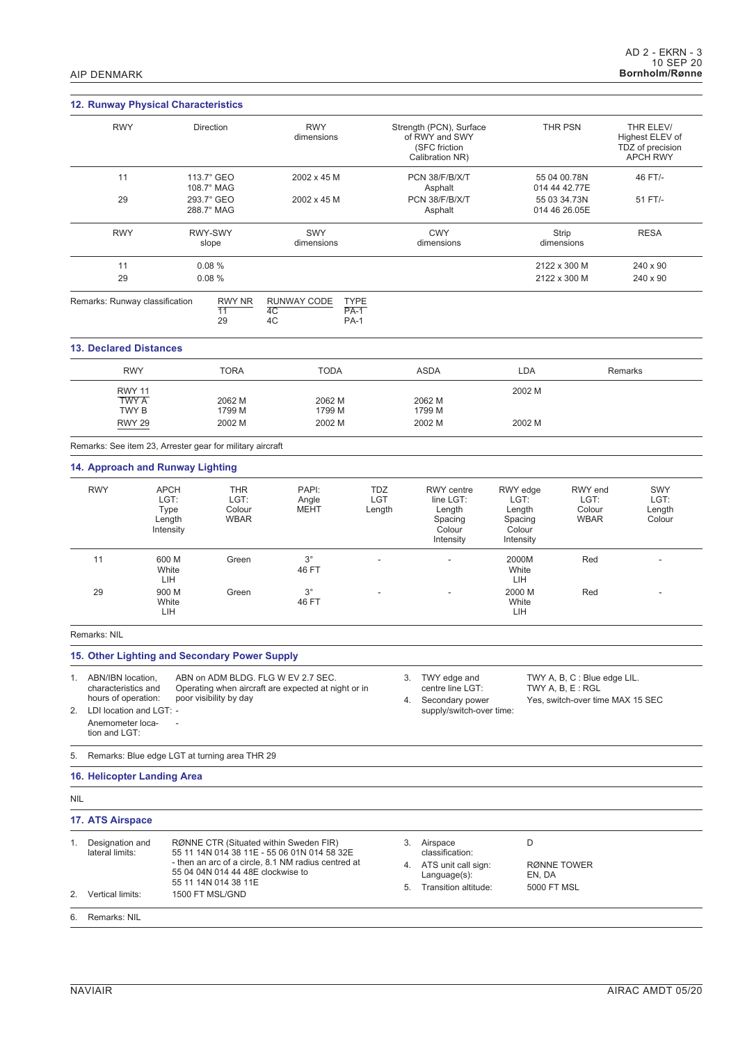## 12. Runway Physical Characteristics

| RWY | Direction | RWY dimensions | Strength (PCN), Surface of RWY and SWY (SFC friction Calibration NR) | THR PSN | THR ELEV/ Highest ELEV of TDZ of precision APCH RWY |
|---|---|---|---|---|---|
| 11 | 113.7° GEO 108.7° MAG | 2002 x 45 M | PCN 38/F/B/X/T Asphalt | 55 04 00.78N 014 44 42.77E | 46 FT/- |
| 29 | 293.7° GEO 288.7° MAG | 2002 x 45 M | PCN 38/F/B/X/T Asphalt | 55 03 34.73N 014 46 26.05E | 51 FT/- |

| RWY | RWY-SWY slope | SWY dimensions | CWY dimensions | Strip dimensions | RESA |
|---|---|---|---|---|---|
| 11 | 0.08 % | | | 2122 x 300 M | 240 x 90 |
| 29 | 0.08 % | | | 2122 x 300 M | 240 x 90 |

Remarks: Runway classification

| RWY NR | RUNWAY CODE | TYPE |
|---|---|---|
| 11 | 4C | PA-1 |
| 29 | 4C | PA-1 |

## 13. Declared Distances

| RWY | TORA | TODA | ASDA | LDA | Remarks |
|---|---|---|---|---|---|
| RWY 11 | | | | 2002 M | |
| TWY A | 2062 M | 2062 M | 2062 M | | |
| TWY B | 1799 M | 1799 M | 1799 M | | |
| RWY 29 | 2002 M | 2002 M | 2002 M | 2002 M | |

Remarks: See item 23, Arrester gear for military aircraft

## 14. Approach and Runway Lighting

| RWY | APCH LGT: Type Length Intensity | THR LGT: Colour WBAR | PAPI: Angle MEHT | TDZ LGT Length | RWY centre line LGT: Length Spacing Colour Intensity | RWY edge LGT: Length Spacing Colour Intensity | RWY end LGT: Colour WBAR | SWY LGT: Length Colour |
|---|---|---|---|---|---|---|---|---|
| 11 | 600 M White LIH | Green | 3° 46 FT | - | - | 2000M White LIH | Red | - |
| 29 | 900 M White LIH | Green | 3° 46 FT | - | - | 2000 M White LIH | Red | - |

Remarks: NIL

## 15. Other Lighting and Secondary Power Supply

1. ABN/IBN location, characteristics and hours of operation: ABN on ADM BLDG. FLG W EV 2.7 SEC. Operating when aircraft are expected at night or in poor visibility by day
2. LDI location and LGT: -

   Anemometer location and LGT: -
3. TWY edge and centre line LGT: TWY A, B, C : Blue edge LIL. TWY A, B, E : RGL
4. Secondary power supply/switch-over time: Yes, switch-over time MAX 15 SEC
5. Remarks: Blue edge LGT at turning area THR 29

## 16. Helicopter Landing Area

NIL

## 17. ATS Airspace

1. Designation and lateral limits: RØNNE CTR (Situated within Sweden FIR) 55 11 14N 014 38 11E - 55 06 01N 014 58 32E - then an arc of a circle, 8.1 NM radius centred at 55 04 04N 014 44 48E clockwise to 55 11 14N 014 38 11E
2. Vertical limits: 1500 FT MSL/GND
3. Airspace classification: D
4. ATS unit call sign: Language(s): RØNNE TOWER EN, DA
5. Transition altitude: 5000 FT MSL
6. Remarks: NIL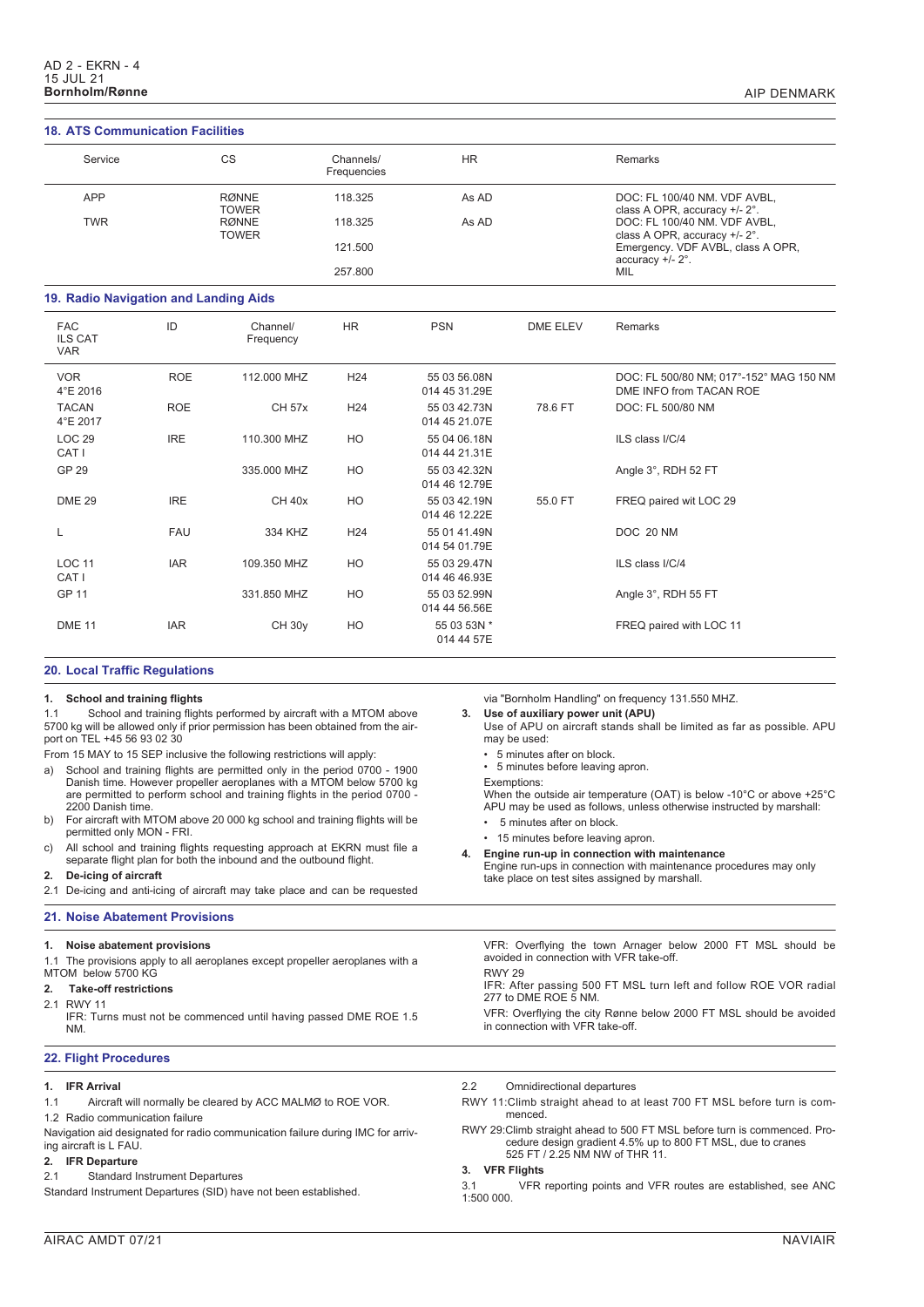## 18. ATS Communication Facilities

| Service | CS | Channels/ Frequencies | HR | Remarks |
|---|---|---|---|---|
| APP | RØNNE TOWER | 118.325 | As AD | DOC: FL 100/40 NM. VDF AVBL, class A OPR, accuracy +/- 2°. |
| TWR | RØNNE TOWER | 118.325 | As AD | DOC: FL 100/40 NM. VDF AVBL, class A OPR, accuracy +/- 2°. |
| | | 121.500 | | Emergency. VDF AVBL, class A OPR, accuracy +/- 2°. |
| | | 257.800 | | MIL |

## 19. Radio Navigation and Landing Aids

| FAC ILS CAT VAR | ID | Channel/ Frequency | HR | PSN | DME ELEV | Remarks |
|---|---|---|---|---|---|---|
| VOR 4°E 2016 | ROE | 112.000 MHZ | H24 | 55 03 56.08N 014 45 31.29E | | DOC: FL 500/80 NM; 017°-152° MAG 150 NM DME INFO from TACAN ROE |
| TACAN 4°E 2017 | ROE | CH 57x | H24 | 55 03 42.73N 014 45 21.07E | 78.6 FT | DOC: FL 500/80 NM |
| LOC 29 CAT I | IRE | 110.300 MHZ | HO | 55 04 06.18N 014 44 21.31E | | ILS class I/C/4 |
| GP 29 | | 335.000 MHZ | HO | 55 03 42.32N 014 46 12.79E | | Angle 3°, RDH 52 FT |
| DME 29 | IRE | CH 40x | HO | 55 03 42.19N 014 46 12.22E | 55.0 FT | FREQ paired wit LOC 29 |
| L | FAU | 334 KHZ | H24 | 55 01 41.49N 014 54 01.79E | | DOC 20 NM |
| LOC 11 CAT I | IAR | 109.350 MHZ | HO | 55 03 29.47N 014 46 46.93E | | ILS class I/C/4 |
| GP 11 | | 331.850 MHZ | HO | 55 03 52.99N 014 44 56.56E | | Angle 3°, RDH 55 FT |
| DME 11 | IAR | CH 30y | HO | 55 03 53N * 014 44 57E | | FREQ paired with LOC 11 |

## 20. Local Traffic Regulations

**1. School and training flights**

1.1 School and training flights performed by aircraft with a MTOM above 5700 kg will be allowed only if prior permission has been obtained from the airport on TEL +45 56 93 02 30

From 15 MAY to 15 SEP inclusive the following restrictions will apply:

a) School and training flights are permitted only in the period 0700 - 1900 Danish time. However propeller aeroplanes with a MTOM below 5700 kg are permitted to perform school and training flights in the period 0700 - 2200 Danish time.

b) For aircraft with MTOM above 20 000 kg school and training flights will be permitted only MON - FRI.

c) All school and training flights requesting approach at EKRN must file a separate flight plan for both the inbound and the outbound flight.

**2. De-icing of aircraft**

2.1 De-icing and anti-icing of aircraft may take place and can be requested via "Bornholm Handling" on frequency 131.550 MHZ.

**3. Use of auxiliary power unit (APU)**

Use of APU on aircraft stands shall be limited as far as possible. APU may be used:

- 5 minutes after on block.
- 5 minutes before leaving apron.

Exemptions:

When the outside air temperature (OAT) is below -10°C or above +25°C APU may be used as follows, unless otherwise instructed by marshall:

- 5 minutes after on block.
- 15 minutes before leaving apron.

**4. Engine run-up in connection with maintenance**

Engine run-ups in connection with maintenance procedures may only take place on test sites assigned by marshall.

## 21. Noise Abatement Provisions

**1. Noise abatement provisions**

1.1 The provisions apply to all aeroplanes except propeller aeroplanes with a MTOM below 5700 KG

**2. Take-off restrictions**

2.1 RWY 11

IFR: Turns must not be commenced until having passed DME ROE 1.5 NM.

VFR: Overflying the town Arnager below 2000 FT MSL should be avoided in connection with VFR take-off.

RWY 29

IFR: After passing 500 FT MSL turn left and follow ROE VOR radial 277 to DME ROE 5 NM.

VFR: Overflying the city Rønne below 2000 FT MSL should be avoided in connection with VFR take-off.

## 22. Flight Procedures

**1. IFR Arrival**

1.1 Aircraft will normally be cleared by ACC MALMØ to ROE VOR.

1.2 Radio communication failure

Navigation aid designated for radio communication failure during IMC for arriving aircraft is L FAU.

**2. IFR Departure**

2.1 Standard Instrument Departures

Standard Instrument Departures (SID) have not been established.

2.2 Omnidirectional departures

RWY 11: Climb straight ahead to at least 700 FT MSL before turn is commenced.

RWY 29: Climb straight ahead to 500 FT MSL before turn is commenced. Procedure design gradient 4.5% up to 800 FT MSL, due to cranes 525 FT / 2.25 NM NW of THR 11.

**3. VFR Flights**

3.1 VFR reporting points and VFR routes are established, see ANC 1:500 000.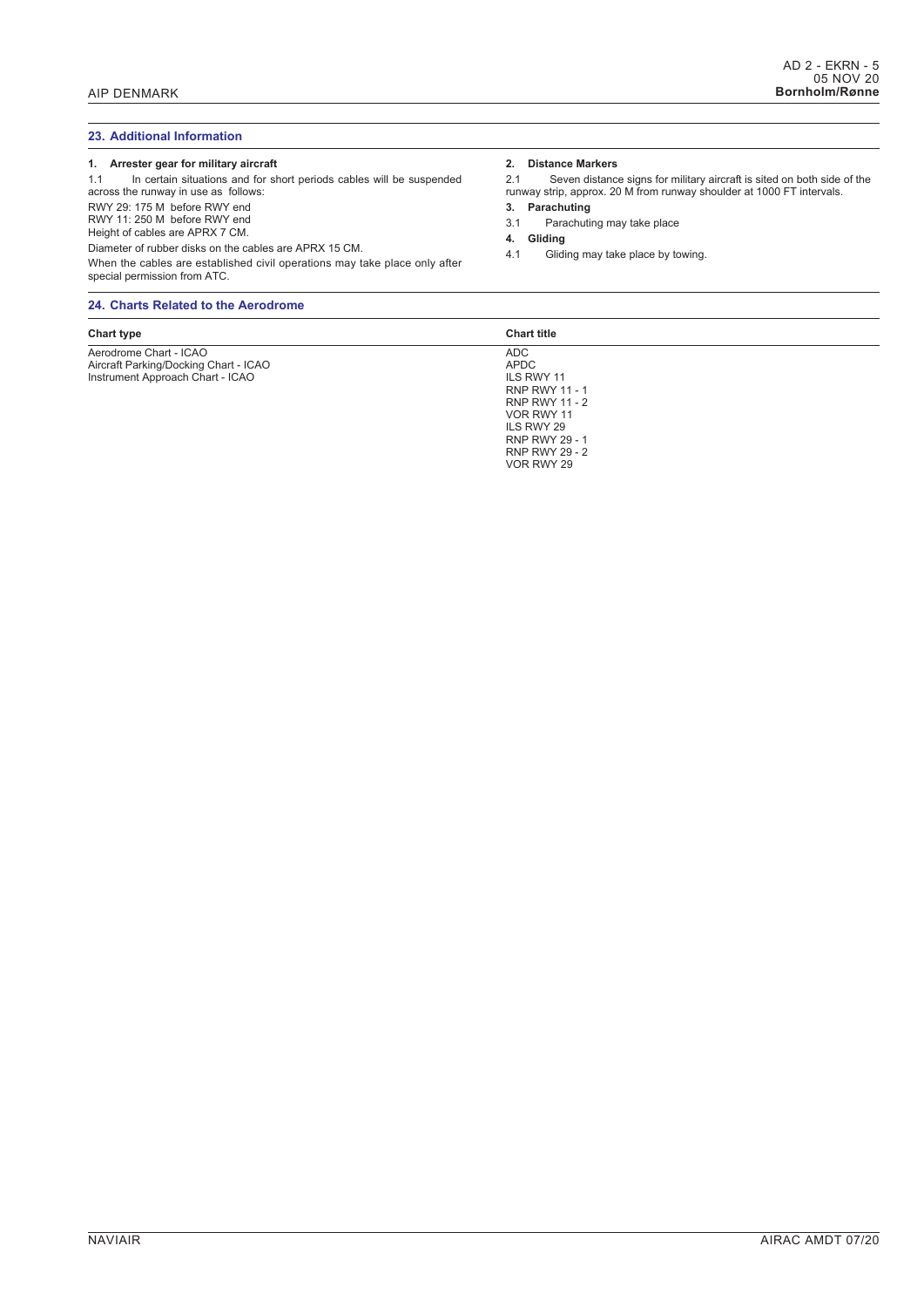## 23. Additional Information

**1. Arrester gear for military aircraft**

1.1 In certain situations and for short periods cables will be suspended across the runway in use as follows:

RWY 29: 175 M before RWY end
RWY 11: 250 M before RWY end
Height of cables are APRX 7 CM.

Diameter of rubber disks on the cables are APRX 15 CM.

When the cables are established civil operations may take place only after special permission from ATC.

**2. Distance Markers**

2.1 Seven distance signs for military aircraft is sited on both side of the runway strip, approx. 20 M from runway shoulder at 1000 FT intervals.

**3. Parachuting**

3.1 Parachuting may take place

**4. Gliding**

4.1 Gliding may take place by towing.

## 24. Charts Related to the Aerodrome

| Chart type | Chart title |
|---|---|
| Aerodrome Chart - ICAO | ADC |
| Aircraft Parking/Docking Chart - ICAO | APDC |
| Instrument Approach Chart - ICAO | ILS RWY 11<br>RNP RWY 11 - 1<br>RNP RWY 11 - 2<br>VOR RWY 11<br>ILS RWY 29<br>RNP RWY 29 - 1<br>RNP RWY 29 - 2<br>VOR RWY 29 |